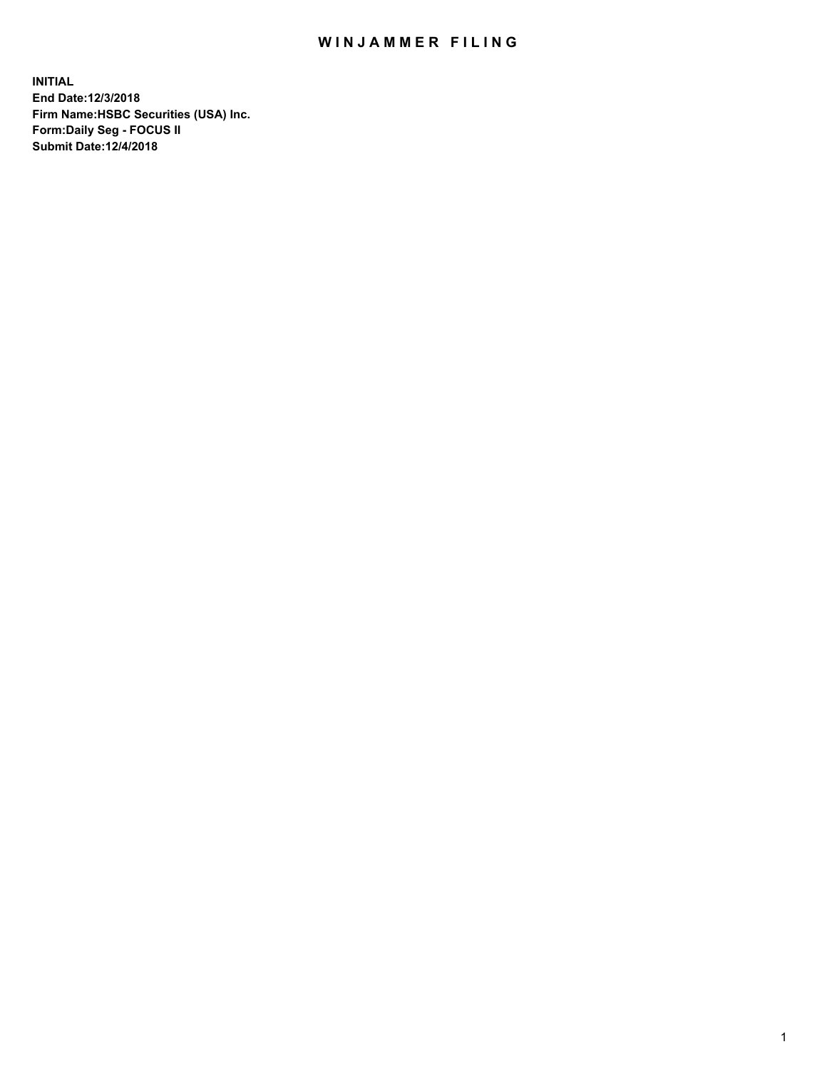# WINJAMMER FILING

**INITIAL**
**End Date:12/3/2018**
**Firm Name:HSBC Securities (USA) Inc.**
**Form:Daily Seg - FOCUS II**
**Submit Date:12/4/2018**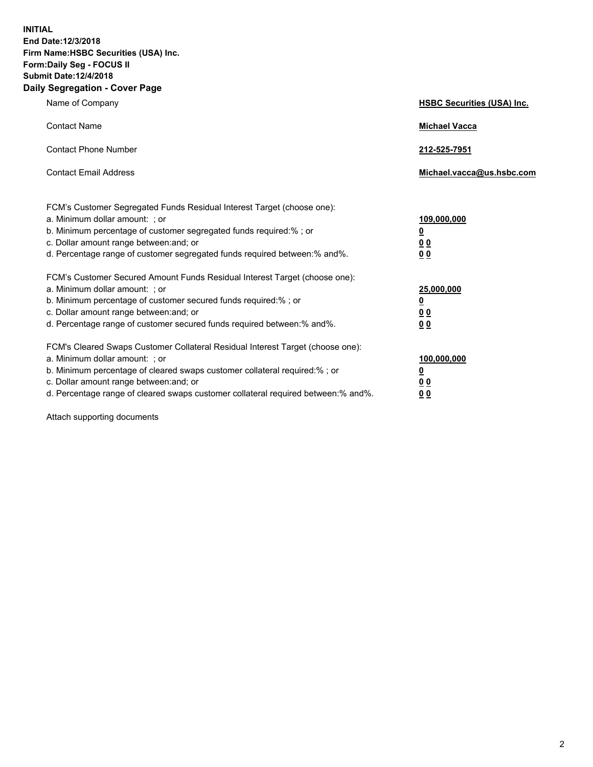**INITIAL**
**End Date:12/3/2018**
**Firm Name:HSBC Securities (USA) Inc.**
**Form:Daily Seg - FOCUS II**
**Submit Date:12/4/2018**

## Daily Segregation - Cover Page

| | |
|---|---|
| Name of Company | **HSBC Securities (USA) Inc.** |
| Contact Name | **Michael Vacca** |
| Contact Phone Number | **212-525-7951** |
| Contact Email Address | **Michael.vacca@us.hsbc.com** |

| | |
|---|---|
| FCM's Customer Segregated Funds Residual Interest Target (choose one): | |
| a. Minimum dollar amount: ; or | **109,000,000** |
| b. Minimum percentage of customer segregated funds required:% ; or | **0** |
| c. Dollar amount range between:and; or | **0 0** |
| d. Percentage range of customer segregated funds required between:% and%. | **0 0** |
| FCM's Customer Secured Amount Funds Residual Interest Target (choose one): | |
| a. Minimum dollar amount: ; or | **25,000,000** |
| b. Minimum percentage of customer secured funds required:% ; or | **0** |
| c. Dollar amount range between:and; or | **0 0** |
| d. Percentage range of customer secured funds required between:% and%. | **0 0** |
| FCM's Cleared Swaps Customer Collateral Residual Interest Target (choose one): | |
| a. Minimum dollar amount: ; or | **100,000,000** |
| b. Minimum percentage of cleared swaps customer collateral required:% ; or | **0** |
| c. Dollar amount range between:and; or | **0 0** |
| d. Percentage range of cleared swaps customer collateral required between:% and%. | **0 0** |

Attach supporting documents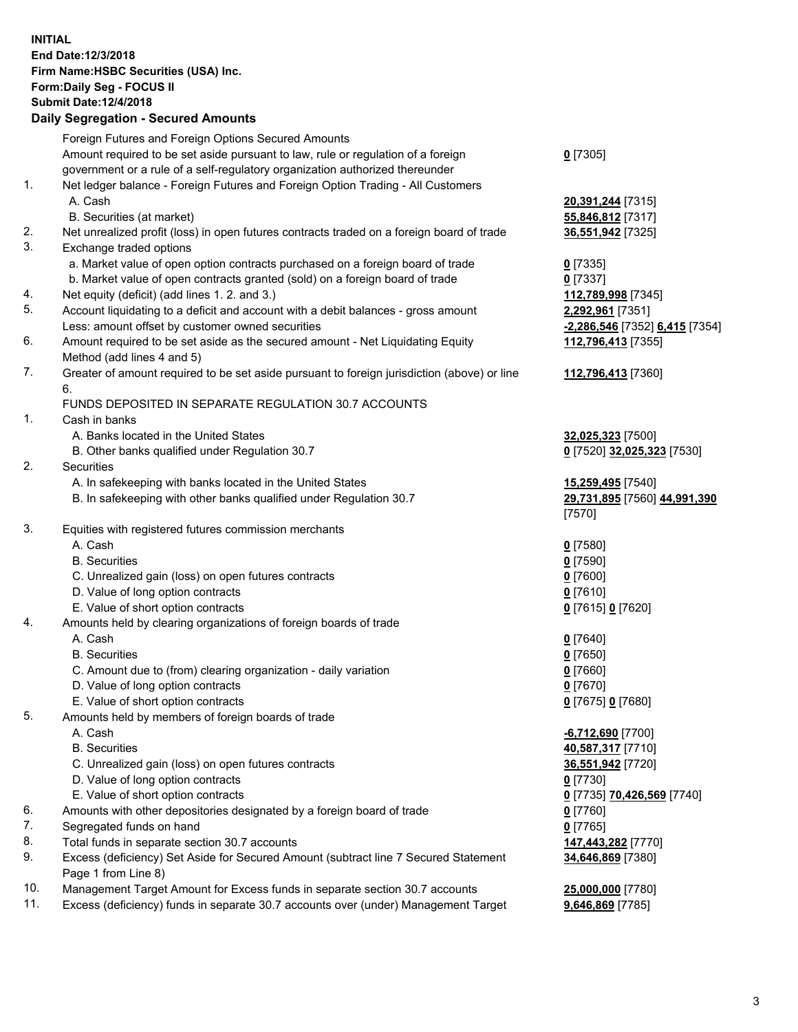**INITIAL**
**End Date:12/3/2018**
**Firm Name:HSBC Securities (USA) Inc.**
**Form:Daily Seg - FOCUS II**
**Submit Date:12/4/2018**

## Daily Segregation - Secured Amounts

| | | |
|---|---|---|
| | Foreign Futures and Foreign Options Secured Amounts | |
| | Amount required to be set aside pursuant to law, rule or regulation of a foreign government or a rule of a self-regulatory organization authorized thereunder | **0** [7305] |
| 1. | Net ledger balance - Foreign Futures and Foreign Option Trading - All Customers | |
| | A. Cash | **20,391,244** [7315] |
| | B. Securities (at market) | **55,846,812** [7317] |
| 2. | Net unrealized profit (loss) in open futures contracts traded on a foreign board of trade | **36,551,942** [7325] |
| 3. | Exchange traded options | |
| | a. Market value of open option contracts purchased on a foreign board of trade | **0** [7335] |
| | b. Market value of open contracts granted (sold) on a foreign board of trade | **0** [7337] |
| 4. | Net equity (deficit) (add lines 1. 2. and 3.) | **112,789,998** [7345] |
| 5. | Account liquidating to a deficit and account with a debit balances - gross amount | **2,292,961** [7351] |
| | Less: amount offset by customer owned securities | **-2,286,546** [7352] **6,415** [7354] |
| 6. | Amount required to be set aside as the secured amount - Net Liquidating Equity Method (add lines 4 and 5) | **112,796,413** [7355] |
| 7. | Greater of amount required to be set aside pursuant to foreign jurisdiction (above) or line 6. | **112,796,413** [7360] |
| | FUNDS DEPOSITED IN SEPARATE REGULATION 30.7 ACCOUNTS | |
| 1. | Cash in banks | |
| | A. Banks located in the United States | **32,025,323** [7500] |
| | B. Other banks qualified under Regulation 30.7 | **0** [7520] **32,025,323** [7530] |
| 2. | Securities | |
| | A. In safekeeping with banks located in the United States | **15,259,495** [7540] |
| | B. In safekeeping with other banks qualified under Regulation 30.7 | **29,731,895** [7560] **44,991,390** [7570] |
| 3. | Equities with registered futures commission merchants | |
| | A. Cash | **0** [7580] |
| | B. Securities | **0** [7590] |
| | C. Unrealized gain (loss) on open futures contracts | **0** [7600] |
| | D. Value of long option contracts | **0** [7610] |
| | E. Value of short option contracts | **0** [7615] **0** [7620] |
| 4. | Amounts held by clearing organizations of foreign boards of trade | |
| | A. Cash | **0** [7640] |
| | B. Securities | **0** [7650] |
| | C. Amount due to (from) clearing organization - daily variation | **0** [7660] |
| | D. Value of long option contracts | **0** [7670] |
| | E. Value of short option contracts | **0** [7675] **0** [7680] |
| 5. | Amounts held by members of foreign boards of trade | |
| | A. Cash | **-6,712,690** [7700] |
| | B. Securities | **40,587,317** [7710] |
| | C. Unrealized gain (loss) on open futures contracts | **36,551,942** [7720] |
| | D. Value of long option contracts | **0** [7730] |
| | E. Value of short option contracts | **0** [7735] **70,426,569** [7740] |
| 6. | Amounts with other depositories designated by a foreign board of trade | **0** [7760] |
| 7. | Segregated funds on hand | **0** [7765] |
| 8. | Total funds in separate section 30.7 accounts | **147,443,282** [7770] |
| 9. | Excess (deficiency) Set Aside for Secured Amount (subtract line 7 Secured Statement Page 1 from Line 8) | **34,646,869** [7380] |
| 10. | Management Target Amount for Excess funds in separate section 30.7 accounts | **25,000,000** [7780] |
| 11. | Excess (deficiency) funds in separate 30.7 accounts over (under) Management Target | **9,646,869** [7785] |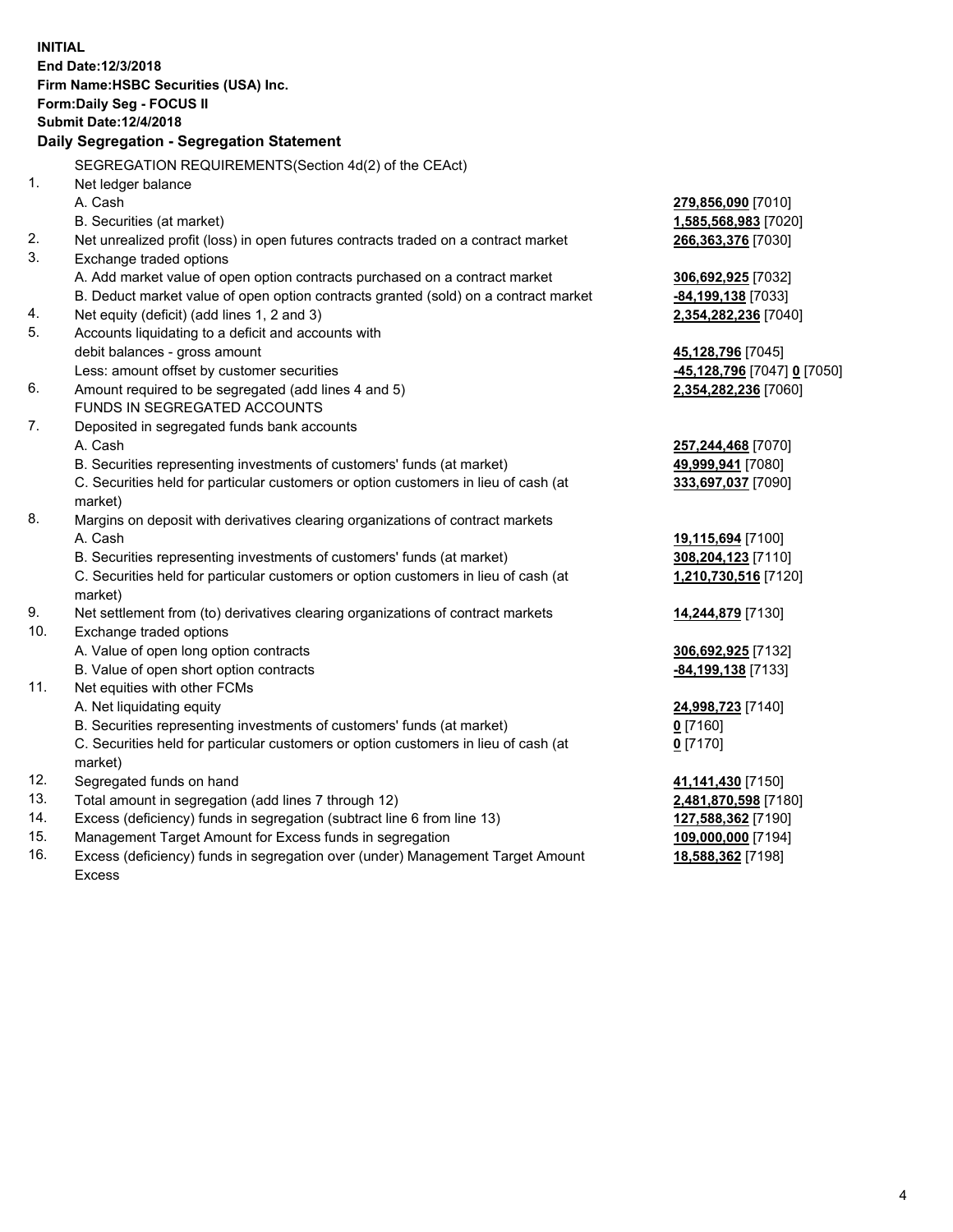**INITIAL**
**End Date:12/3/2018**
**Firm Name:HSBC Securities (USA) Inc.**
**Form:Daily Seg - FOCUS II**
**Submit Date:12/4/2018**

## Daily Segregation - Segregation Statement

| | | |
|---|---|---|
| | SEGREGATION REQUIREMENTS(Section 4d(2) of the CEAct) | |
| 1. | Net ledger balance | |
| | A. Cash | **279,856,090** [7010] |
| | B. Securities (at market) | **1,585,568,983** [7020] |
| 2. | Net unrealized profit (loss) in open futures contracts traded on a contract market | **266,363,376** [7030] |
| 3. | Exchange traded options | |
| | A. Add market value of open option contracts purchased on a contract market | **306,692,925** [7032] |
| | B. Deduct market value of open option contracts granted (sold) on a contract market | **-84,199,138** [7033] |
| 4. | Net equity (deficit) (add lines 1, 2 and 3) | **2,354,282,236** [7040] |
| 5. | Accounts liquidating to a deficit and accounts with | |
| | debit balances - gross amount | **45,128,796** [7045] |
| | Less: amount offset by customer securities | **-45,128,796** [7047] **0** [7050] |
| 6. | Amount required to be segregated (add lines 4 and 5) | **2,354,282,236** [7060] |
| | FUNDS IN SEGREGATED ACCOUNTS | |
| 7. | Deposited in segregated funds bank accounts | |
| | A. Cash | **257,244,468** [7070] |
| | B. Securities representing investments of customers' funds (at market) | **49,999,941** [7080] |
| | C. Securities held for particular customers or option customers in lieu of cash (at market) | **333,697,037** [7090] |
| 8. | Margins on deposit with derivatives clearing organizations of contract markets | |
| | A. Cash | **19,115,694** [7100] |
| | B. Securities representing investments of customers' funds (at market) | **308,204,123** [7110] |
| | C. Securities held for particular customers or option customers in lieu of cash (at market) | **1,210,730,516** [7120] |
| 9. | Net settlement from (to) derivatives clearing organizations of contract markets | **14,244,879** [7130] |
| 10. | Exchange traded options | |
| | A. Value of open long option contracts | **306,692,925** [7132] |
| | B. Value of open short option contracts | **-84,199,138** [7133] |
| 11. | Net equities with other FCMs | |
| | A. Net liquidating equity | **24,998,723** [7140] |
| | B. Securities representing investments of customers' funds (at market) | **0** [7160] |
| | C. Securities held for particular customers or option customers in lieu of cash (at market) | **0** [7170] |
| 12. | Segregated funds on hand | **41,141,430** [7150] |
| 13. | Total amount in segregation (add lines 7 through 12) | **2,481,870,598** [7180] |
| 14. | Excess (deficiency) funds in segregation (subtract line 6 from line 13) | **127,588,362** [7190] |
| 15. | Management Target Amount for Excess funds in segregation | **109,000,000** [7194] |
| 16. | Excess (deficiency) funds in segregation over (under) Management Target Amount Excess | **18,588,362** [7198] |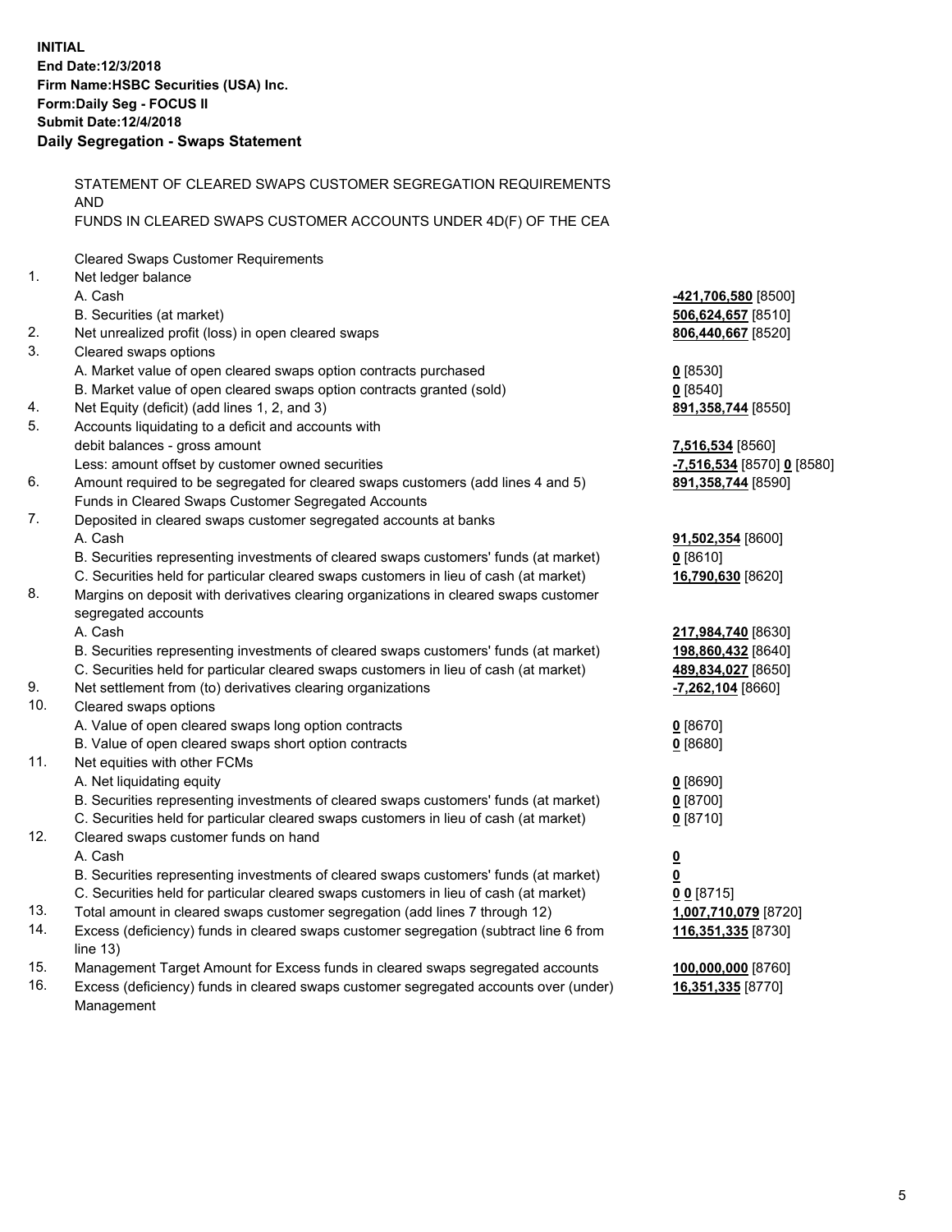**INITIAL**
**End Date:12/3/2018**
**Firm Name:HSBC Securities (USA) Inc.**
**Form:Daily Seg - FOCUS II**
**Submit Date:12/4/2018**
**Daily Segregation - Swaps Statement**

STATEMENT OF CLEARED SWAPS CUSTOMER SEGREGATION REQUIREMENTS AND FUNDS IN CLEARED SWAPS CUSTOMER ACCOUNTS UNDER 4D(F) OF THE CEA

| | | |
|---|---|---|
| | Cleared Swaps Customer Requirements | |
| 1. | Net ledger balance | |
| | A. Cash | **-421,706,580** [8500] |
| | B. Securities (at market) | **506,624,657** [8510] |
| 2. | Net unrealized profit (loss) in open cleared swaps | **806,440,667** [8520] |
| 3. | Cleared swaps options | |
| | A. Market value of open cleared swaps option contracts purchased | **0** [8530] |
| | B. Market value of open cleared swaps option contracts granted (sold) | **0** [8540] |
| 4. | Net Equity (deficit) (add lines 1, 2, and 3) | **891,358,744** [8550] |
| 5. | Accounts liquidating to a deficit and accounts with | |
| | debit balances - gross amount | **7,516,534** [8560] |
| | Less: amount offset by customer owned securities | **-7,516,534** [8570] **0** [8580] |
| 6. | Amount required to be segregated for cleared swaps customers (add lines 4 and 5) | **891,358,744** [8590] |
| | Funds in Cleared Swaps Customer Segregated Accounts | |
| 7. | Deposited in cleared swaps customer segregated accounts at banks | |
| | A. Cash | **91,502,354** [8600] |
| | B. Securities representing investments of cleared swaps customers' funds (at market) | **0** [8610] |
| | C. Securities held for particular cleared swaps customers in lieu of cash (at market) | **16,790,630** [8620] |
| 8. | Margins on deposit with derivatives clearing organizations in cleared swaps customer segregated accounts | |
| | A. Cash | **217,984,740** [8630] |
| | B. Securities representing investments of cleared swaps customers' funds (at market) | **198,860,432** [8640] |
| | C. Securities held for particular cleared swaps customers in lieu of cash (at market) | **489,834,027** [8650] |
| 9. | Net settlement from (to) derivatives clearing organizations | **-7,262,104** [8660] |
| 10. | Cleared swaps options | |
| | A. Value of open cleared swaps long option contracts | **0** [8670] |
| | B. Value of open cleared swaps short option contracts | **0** [8680] |
| 11. | Net equities with other FCMs | |
| | A. Net liquidating equity | **0** [8690] |
| | B. Securities representing investments of cleared swaps customers' funds (at market) | **0** [8700] |
| | C. Securities held for particular cleared swaps customers in lieu of cash (at market) | **0** [8710] |
| 12. | Cleared swaps customer funds on hand | |
| | A. Cash | **0** |
| | B. Securities representing investments of cleared swaps customers' funds (at market) | **0** |
| | C. Securities held for particular cleared swaps customers in lieu of cash (at market) | **0** **0** [8715] |
| 13. | Total amount in cleared swaps customer segregation (add lines 7 through 12) | **1,007,710,079** [8720] |
| 14. | Excess (deficiency) funds in cleared swaps customer segregation (subtract line 6 from line 13) | **116,351,335** [8730] |
| 15. | Management Target Amount for Excess funds in cleared swaps segregated accounts | **100,000,000** [8760] |
| 16. | Excess (deficiency) funds in cleared swaps customer segregated accounts over (under) Management | **16,351,335** [8770] |